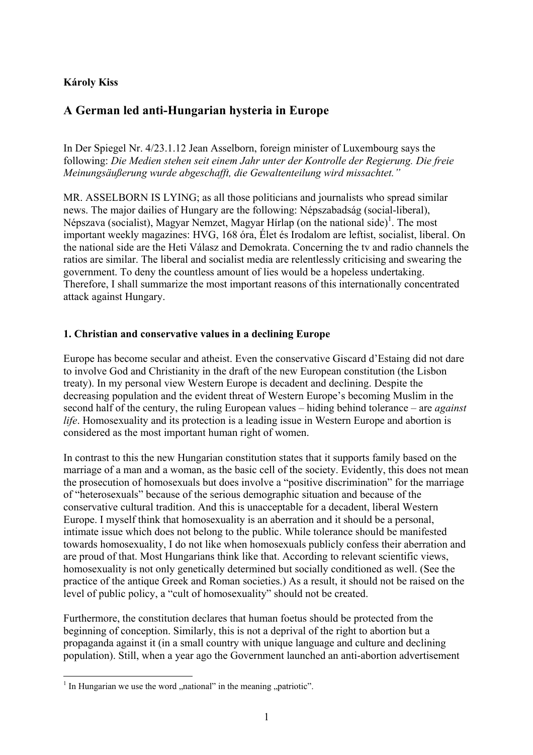**Károly Kiss**

# A German led anti-Hungarian hysteria in Europe

In Der Spiegel Nr. 4/23.1.12 Jean Asselborn, foreign minister of Luxembourg says the following: *Die Medien stehen seit einem Jahr unter der Kontrolle der Regierung. Die freie Meinungsäußerung wurde abgeschafft, die Gewaltenteilung wird missachtet."*

MR. ASSELBORN IS LYING; as all those politicians and journalists who spread similar news. The major dailies of Hungary are the following: Népszabadság (social-liberal), Népszava (socialist), Magyar Nemzet, Magyar Hírlap (on the national side)[1]. The most important weekly magazines: HVG, 168 óra, Élet és Irodalom are leftist, socialist, liberal. On the national side are the Heti Válasz and Demokrata. Concerning the tv and radio channels the ratios are similar. The liberal and socialist media are relentlessly criticising and swearing the government. To deny the countless amount of lies would be a hopeless undertaking. Therefore, I shall summarize the most important reasons of this internationally concentrated attack against Hungary.

## 1. Christian and conservative values in a declining Europe

Europe has become secular and atheist. Even the conservative Giscard d'Estaing did not dare to involve God and Christianity in the draft of the new European constitution (the Lisbon treaty). In my personal view Western Europe is decadent and declining. Despite the decreasing population and the evident threat of Western Europe's becoming Muslim in the second half of the century, the ruling European values – hiding behind tolerance – are *against life*. Homosexuality and its protection is a leading issue in Western Europe and abortion is considered as the most important human right of women.

In contrast to this the new Hungarian constitution states that it supports family based on the marriage of a man and a woman, as the basic cell of the society. Evidently, this does not mean the prosecution of homosexuals but does involve a "positive discrimination" for the marriage of "heterosexuals" because of the serious demographic situation and because of the conservative cultural tradition. And this is unacceptable for a decadent, liberal Western Europe. I myself think that homosexuality is an aberration and it should be a personal, intimate issue which does not belong to the public. While tolerance should be manifested towards homosexuality, I do not like when homosexuals publicly confess their aberration and are proud of that. Most Hungarians think like that. According to relevant scientific views, homosexuality is not only genetically determined but socially conditioned as well. (See the practice of the antique Greek and Roman societies.) As a result, it should not be raised on the level of public policy, a "cult of homosexuality" should not be created.

Furthermore, the constitution declares that human foetus should be protected from the beginning of conception. Similarly, this is not a deprival of the right to abortion but a propaganda against it (in a small country with unique language and culture and declining population). Still, when a year ago the Government launched an anti-abortion advertisement

[1] In Hungarian we use the word „national" in the meaning „patriotic".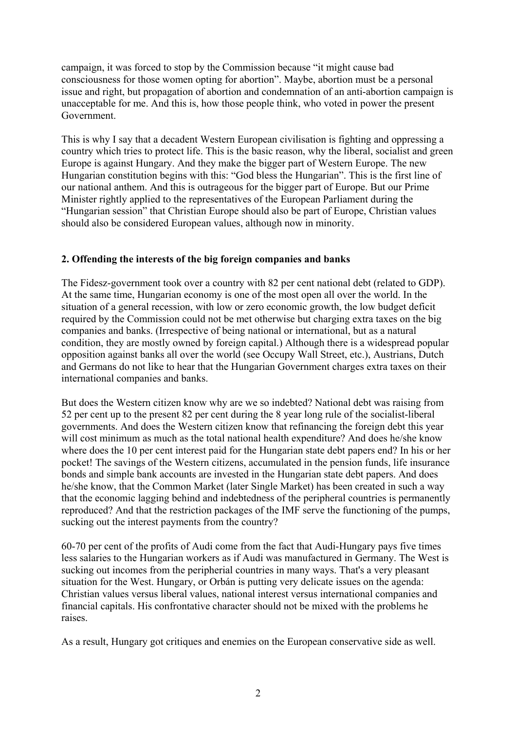campaign, it was forced to stop by the Commission because "it might cause bad consciousness for those women opting for abortion". Maybe, abortion must be a personal issue and right, but propagation of abortion and condemnation of an anti-abortion campaign is unacceptable for me. And this is, how those people think, who voted in power the present Government.

This is why I say that a decadent Western European civilisation is fighting and oppressing a country which tries to protect life. This is the basic reason, why the liberal, socialist and green Europe is against Hungary. And they make the bigger part of Western Europe. The new Hungarian constitution begins with this: "God bless the Hungarian". This is the first line of our national anthem. And this is outrageous for the bigger part of Europe. But our Prime Minister rightly applied to the representatives of the European Parliament during the "Hungarian session" that Christian Europe should also be part of Europe, Christian values should also be considered European values, although now in minority.

**2. Offending the interests of the big foreign companies and banks**

The Fidesz-government took over a country with 82 per cent national debt (related to GDP). At the same time, Hungarian economy is one of the most open all over the world. In the situation of a general recession, with low or zero economic growth, the low budget deficit required by the Commission could not be met otherwise but charging extra taxes on the big companies and banks. (Irrespective of being national or international, but as a natural condition, they are mostly owned by foreign capital.) Although there is a widespread popular opposition against banks all over the world (see Occupy Wall Street, etc.), Austrians, Dutch and Germans do not like to hear that the Hungarian Government charges extra taxes on their international companies and banks.

But does the Western citizen know why are we so indebted? National debt was raising from 52 per cent up to the present 82 per cent during the 8 year long rule of the socialist-liberal governments. And does the Western citizen know that refinancing the foreign debt this year will cost minimum as much as the total national health expenditure? And does he/she know where does the 10 per cent interest paid for the Hungarian state debt papers end? In his or her pocket! The savings of the Western citizens, accumulated in the pension funds, life insurance bonds and simple bank accounts are invested in the Hungarian state debt papers. And does he/she know, that the Common Market (later Single Market) has been created in such a way that the economic lagging behind and indebtedness of the peripheral countries is permanently reproduced? And that the restriction packages of the IMF serve the functioning of the pumps, sucking out the interest payments from the country?

60-70 per cent of the profits of Audi come from the fact that Audi-Hungary pays five times less salaries to the Hungarian workers as if Audi was manufactured in Germany. The West is sucking out incomes from the peripherial countries in many ways. That's a very pleasant situation for the West. Hungary, or Orbán is putting very delicate issues on the agenda: Christian values versus liberal values, national interest versus international companies and financial capitals. His confrontative character should not be mixed with the problems he raises.

As a result, Hungary got critiques and enemies on the European conservative side as well.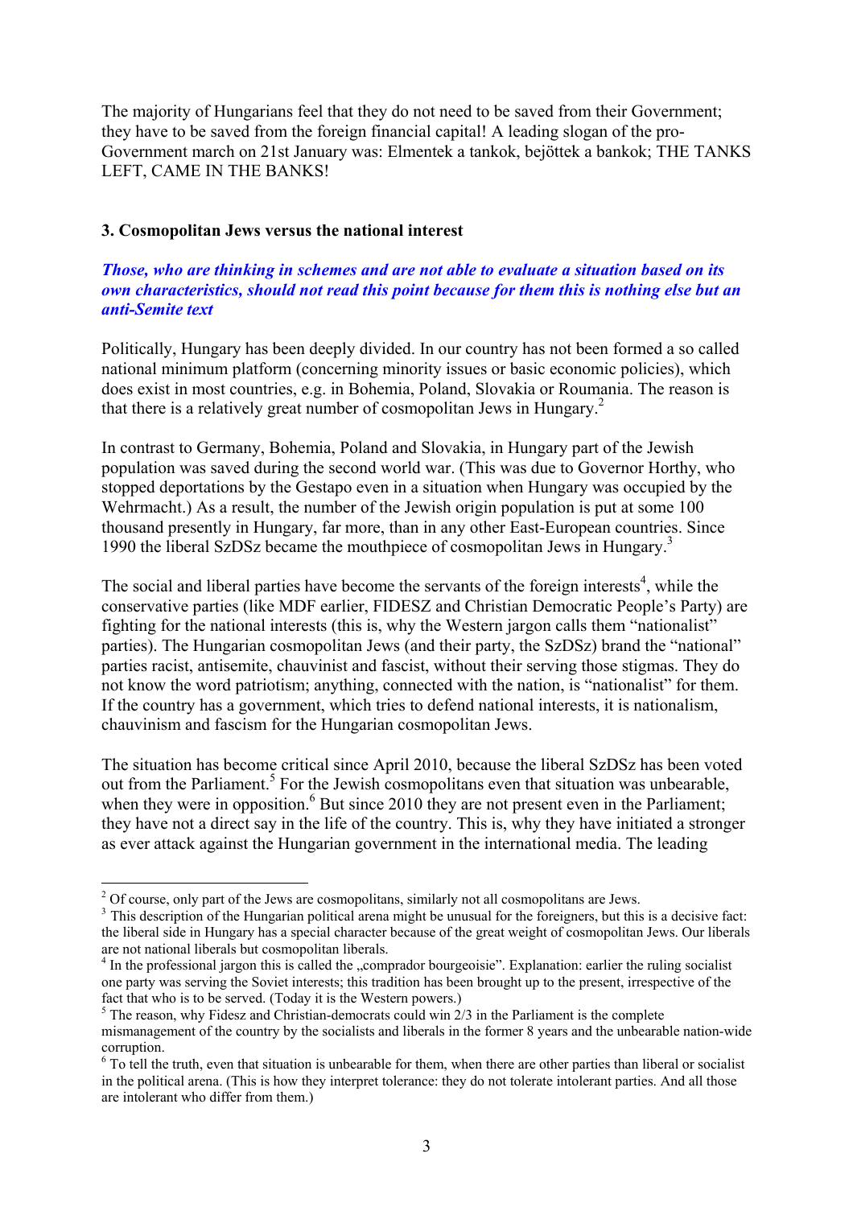The majority of Hungarians feel that they do not need to be saved from their Government; they have to be saved from the foreign financial capital! A leading slogan of the pro-Government march on 21st January was: Elmentek a tankok, bejöttek a bankok; THE TANKS LEFT, CAME IN THE BANKS!

### 3. Cosmopolitan Jews versus the national interest

***Those, who are thinking in schemes and are not able to evaluate a situation based on its own characteristics, should not read this point because for them this is nothing else but an anti-Semite text***

Politically, Hungary has been deeply divided. In our country has not been formed a so called national minimum platform (concerning minority issues or basic economic policies), which does exist in most countries, e.g. in Bohemia, Poland, Slovakia or Roumania. The reason is that there is a relatively great number of cosmopolitan Jews in Hungary.[2]

In contrast to Germany, Bohemia, Poland and Slovakia, in Hungary part of the Jewish population was saved during the second world war. (This was due to Governor Horthy, who stopped deportations by the Gestapo even in a situation when Hungary was occupied by the Wehrmacht.) As a result, the number of the Jewish origin population is put at some 100 thousand presently in Hungary, far more, than in any other East-European countries. Since 1990 the liberal SzDSz became the mouthpiece of cosmopolitan Jews in Hungary.[3]

The social and liberal parties have become the servants of the foreign interests[4], while the conservative parties (like MDF earlier, FIDESZ and Christian Democratic People's Party) are fighting for the national interests (this is, why the Western jargon calls them "nationalist" parties). The Hungarian cosmopolitan Jews (and their party, the SzDSz) brand the "national" parties racist, antisemite, chauvinist and fascist, without their serving those stigmas. They do not know the word patriotism; anything, connected with the nation, is "nationalist" for them. If the country has a government, which tries to defend national interests, it is nationalism, chauvinism and fascism for the Hungarian cosmopolitan Jews.

The situation has become critical since April 2010, because the liberal SzDSz has been voted out from the Parliament.[5] For the Jewish cosmopolitans even that situation was unbearable, when they were in opposition.[6] But since 2010 they are not present even in the Parliament; they have not a direct say in the life of the country. This is, why they have initiated a stronger as ever attack against the Hungarian government in the international media. The leading

---

[2] Of course, only part of the Jews are cosmopolitans, similarly not all cosmopolitans are Jews.

[3] This description of the Hungarian political arena might be unusual for the foreigners, but this is a decisive fact: the liberal side in Hungary has a special character because of the great weight of cosmopolitan Jews. Our liberals are not national liberals but cosmopolitan liberals.

[4] In the professional jargon this is called the „comprador bourgeoisie". Explanation: earlier the ruling socialist one party was serving the Soviet interests; this tradition has been brought up to the present, irrespective of the fact that who is to be served. (Today it is the Western powers.)

[5] The reason, why Fidesz and Christian-democrats could win 2/3 in the Parliament is the complete mismanagement of the country by the socialists and liberals in the former 8 years and the unbearable nation-wide corruption.

[6] To tell the truth, even that situation is unbearable for them, when there are other parties than liberal or socialist in the political arena. (This is how they interpret tolerance: they do not tolerate intolerant parties. And all those are intolerant who differ from them.)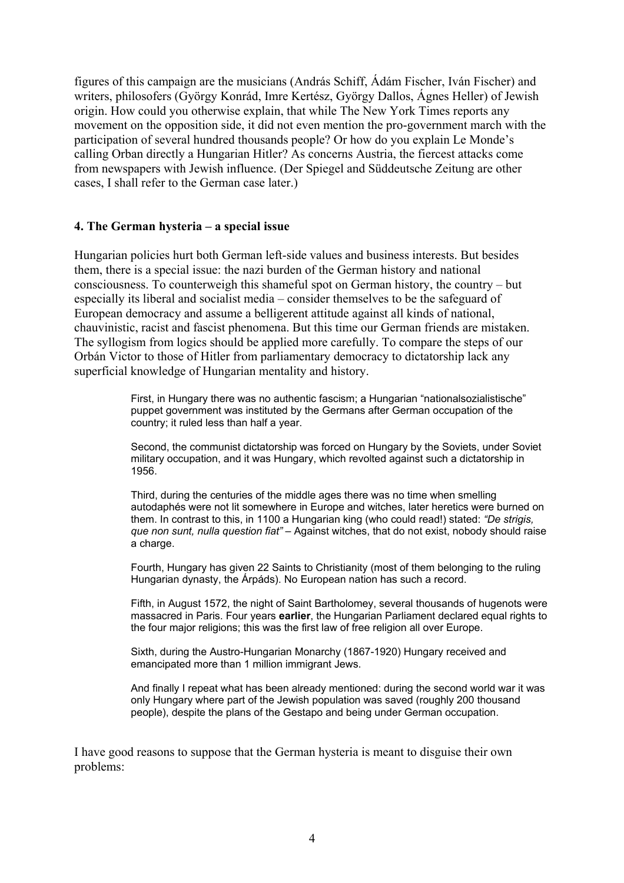figures of this campaign are the musicians (András Schiff, Ádám Fischer, Iván Fischer) and writers, philosofers (György Konrád, Imre Kertész, György Dallos, Ágnes Heller) of Jewish origin. How could you otherwise explain, that while The New York Times reports any movement on the opposition side, it did not even mention the pro-government march with the participation of several hundred thousands people? Or how do you explain Le Monde's calling Orban directly a Hungarian Hitler? As concerns Austria, the fiercest attacks come from newspapers with Jewish influence. (Der Spiegel and Süddeutsche Zeitung are other cases, I shall refer to the German case later.)

### 4. The German hysteria – a special issue

Hungarian policies hurt both German left-side values and business interests. But besides them, there is a special issue: the nazi burden of the German history and national consciousness. To counterweigh this shameful spot on German history, the country – but especially its liberal and socialist media – consider themselves to be the safeguard of European democracy and assume a belligerent attitude against all kinds of national, chauvinistic, racist and fascist phenomena. But this time our German friends are mistaken. The syllogism from logics should be applied more carefully. To compare the steps of our Orbán Victor to those of Hitler from parliamentary democracy to dictatorship lack any superficial knowledge of Hungarian mentality and history.

> First, in Hungary there was no authentic fascism; a Hungarian "nationalsozialistische" puppet government was instituted by the Germans after German occupation of the country; it ruled less than half a year.
>
> Second, the communist dictatorship was forced on Hungary by the Soviets, under Soviet military occupation, and it was Hungary, which revolted against such a dictatorship in 1956.
>
> Third, during the centuries of the middle ages there was no time when smelling autodaphés were not lit somewhere in Europe and witches, later heretics were burned on them. In contrast to this, in 1100 a Hungarian king (who could read!) stated: *"De strigis, que non sunt, nulla question fiat"* – Against witches, that do not exist, nobody should raise a charge.
>
> Fourth, Hungary has given 22 Saints to Christianity (most of them belonging to the ruling Hungarian dynasty, the Árpáds). No European nation has such a record.
>
> Fifth, in August 1572, the night of Saint Bartholomey, several thousands of hugenots were massacred in Paris. Four years **earlier**, the Hungarian Parliament declared equal rights to the four major religions; this was the first law of free religion all over Europe.
>
> Sixth, during the Austro-Hungarian Monarchy (1867-1920) Hungary received and emancipated more than 1 million immigrant Jews.
>
> And finally I repeat what has been already mentioned: during the second world war it was only Hungary where part of the Jewish population was saved (roughly 200 thousand people), despite the plans of the Gestapo and being under German occupation.

I have good reasons to suppose that the German hysteria is meant to disguise their own problems: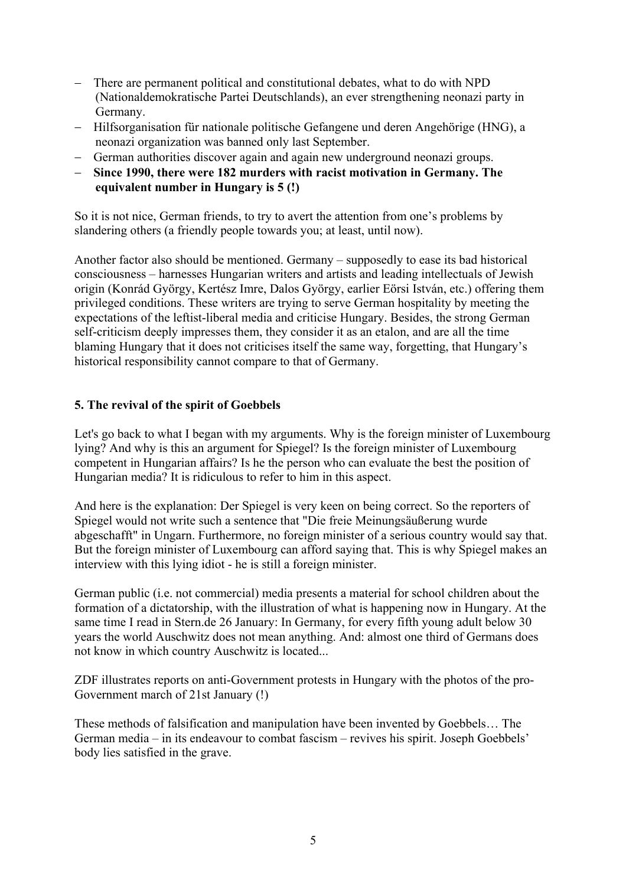- There are permanent political and constitutional debates, what to do with NPD (Nationaldemokratische Partei Deutschlands), an ever strengthening neonazi party in Germany.
- Hilfsorganisation für nationale politische Gefangene und deren Angehörige (HNG), a neonazi organization was banned only last September.
- German authorities discover again and again new underground neonazi groups.
- **Since 1990, there were 182 murders with racist motivation in Germany. The equivalent number in Hungary is 5 (!)**

So it is not nice, German friends, to try to avert the attention from one's problems by slandering others (a friendly people towards you; at least, until now).

Another factor also should be mentioned. Germany – supposedly to ease its bad historical consciousness – harnesses Hungarian writers and artists and leading intellectuals of Jewish origin (Konrád György, Kertész Imre, Dalos György, earlier Eörsi István, etc.) offering them privileged conditions. These writers are trying to serve German hospitality by meeting the expectations of the leftist-liberal media and criticise Hungary. Besides, the strong German self-criticism deeply impresses them, they consider it as an etalon, and are all the time blaming Hungary that it does not criticises itself the same way, forgetting, that Hungary's historical responsibility cannot compare to that of Germany.

### 5. The revival of the spirit of Goebbels

Let's go back to what I began with my arguments. Why is the foreign minister of Luxembourg lying? And why is this an argument for Spiegel? Is the foreign minister of Luxembourg competent in Hungarian affairs? Is he the person who can evaluate the best the position of Hungarian media? It is ridiculous to refer to him in this aspect.

And here is the explanation: Der Spiegel is very keen on being correct. So the reporters of Spiegel would not write such a sentence that "Die freie Meinungsäußerung wurde abgeschafft" in Ungarn. Furthermore, no foreign minister of a serious country would say that. But the foreign minister of Luxembourg can afford saying that. This is why Spiegel makes an interview with this lying idiot - he is still a foreign minister.

German public (i.e. not commercial) media presents a material for school children about the formation of a dictatorship, with the illustration of what is happening now in Hungary. At the same time I read in Stern.de 26 January: In Germany, for every fifth young adult below 30 years the world Auschwitz does not mean anything. And: almost one third of Germans does not know in which country Auschwitz is located...

ZDF illustrates reports on anti-Government protests in Hungary with the photos of the pro-Government march of 21st January (!)

These methods of falsification and manipulation have been invented by Goebbels… The German media – in its endeavour to combat fascism – revives his spirit. Joseph Goebbels' body lies satisfied in the grave.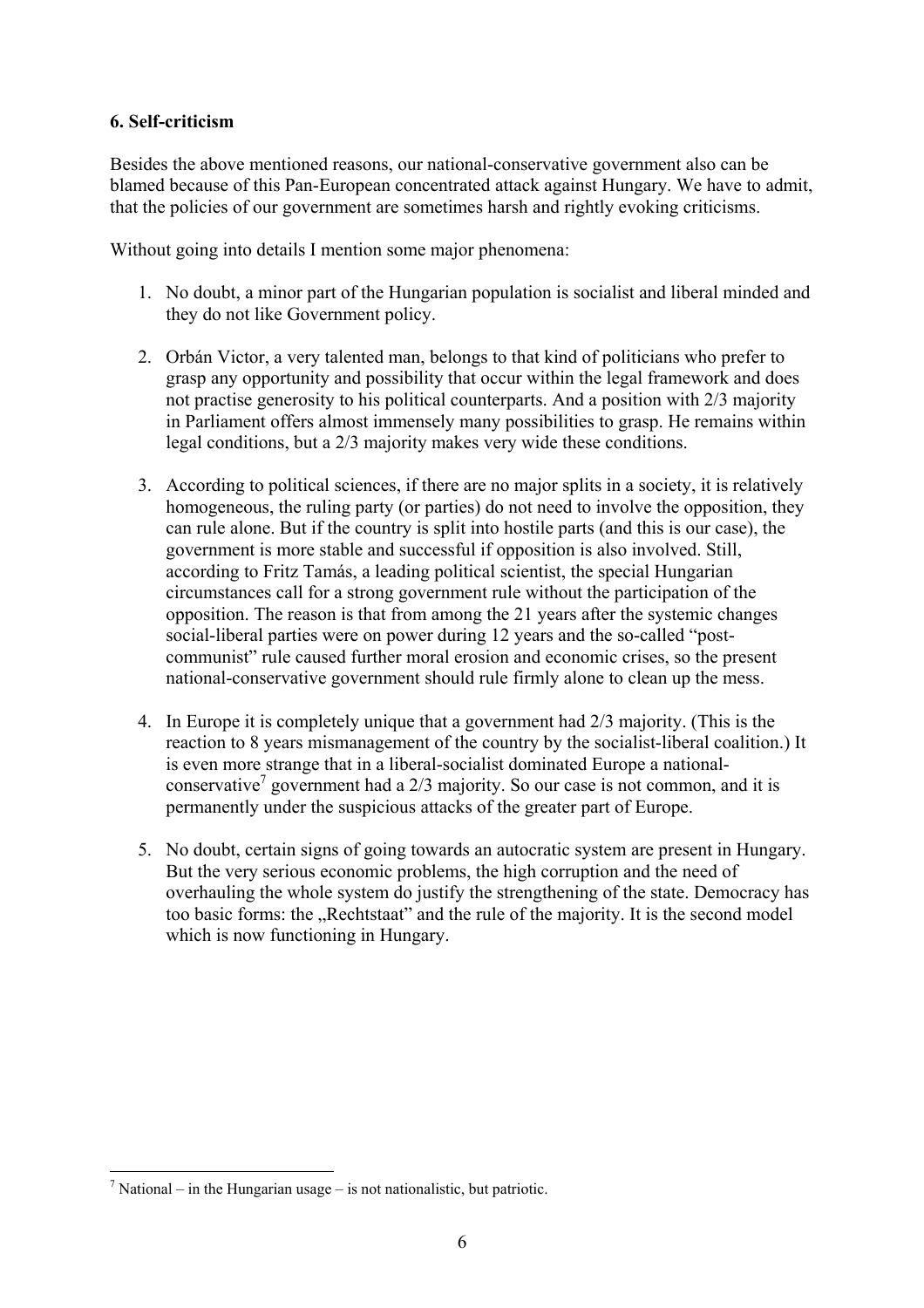**6. Self-criticism**

Besides the above mentioned reasons, our national-conservative government also can be blamed because of this Pan-European concentrated attack against Hungary. We have to admit, that the policies of our government are sometimes harsh and rightly evoking criticisms.

Without going into details I mention some major phenomena:

1. No doubt, a minor part of the Hungarian population is socialist and liberal minded and they do not like Government policy.

2. Orbán Victor, a very talented man, belongs to that kind of politicians who prefer to grasp any opportunity and possibility that occur within the legal framework and does not practise generosity to his political counterparts. And a position with 2/3 majority in Parliament offers almost immensely many possibilities to grasp. He remains within legal conditions, but a 2/3 majority makes very wide these conditions.

3. According to political sciences, if there are no major splits in a society, it is relatively homogeneous, the ruling party (or parties) do not need to involve the opposition, they can rule alone. But if the country is split into hostile parts (and this is our case), the government is more stable and successful if opposition is also involved. Still, according to Fritz Tamás, a leading political scientist, the special Hungarian circumstances call for a strong government rule without the participation of the opposition. The reason is that from among the 21 years after the systemic changes social-liberal parties were on power during 12 years and the so-called "post-communist" rule caused further moral erosion and economic crises, so the present national-conservative government should rule firmly alone to clean up the mess.

4. In Europe it is completely unique that a government had 2/3 majority. (This is the reaction to 8 years mismanagement of the country by the socialist-liberal coalition.) It is even more strange that in a liberal-socialist dominated Europe a national-conservative[7] government had a 2/3 majority. So our case is not common, and it is permanently under the suspicious attacks of the greater part of Europe.

5. No doubt, certain signs of going towards an autocratic system are present in Hungary. But the very serious economic problems, the high corruption and the need of overhauling the whole system do justify the strengthening of the state. Democracy has too basic forms: the „Rechtstaat" and the rule of the majority. It is the second model which is now functioning in Hungary.

---

[7] National – in the Hungarian usage – is not nationalistic, but patriotic.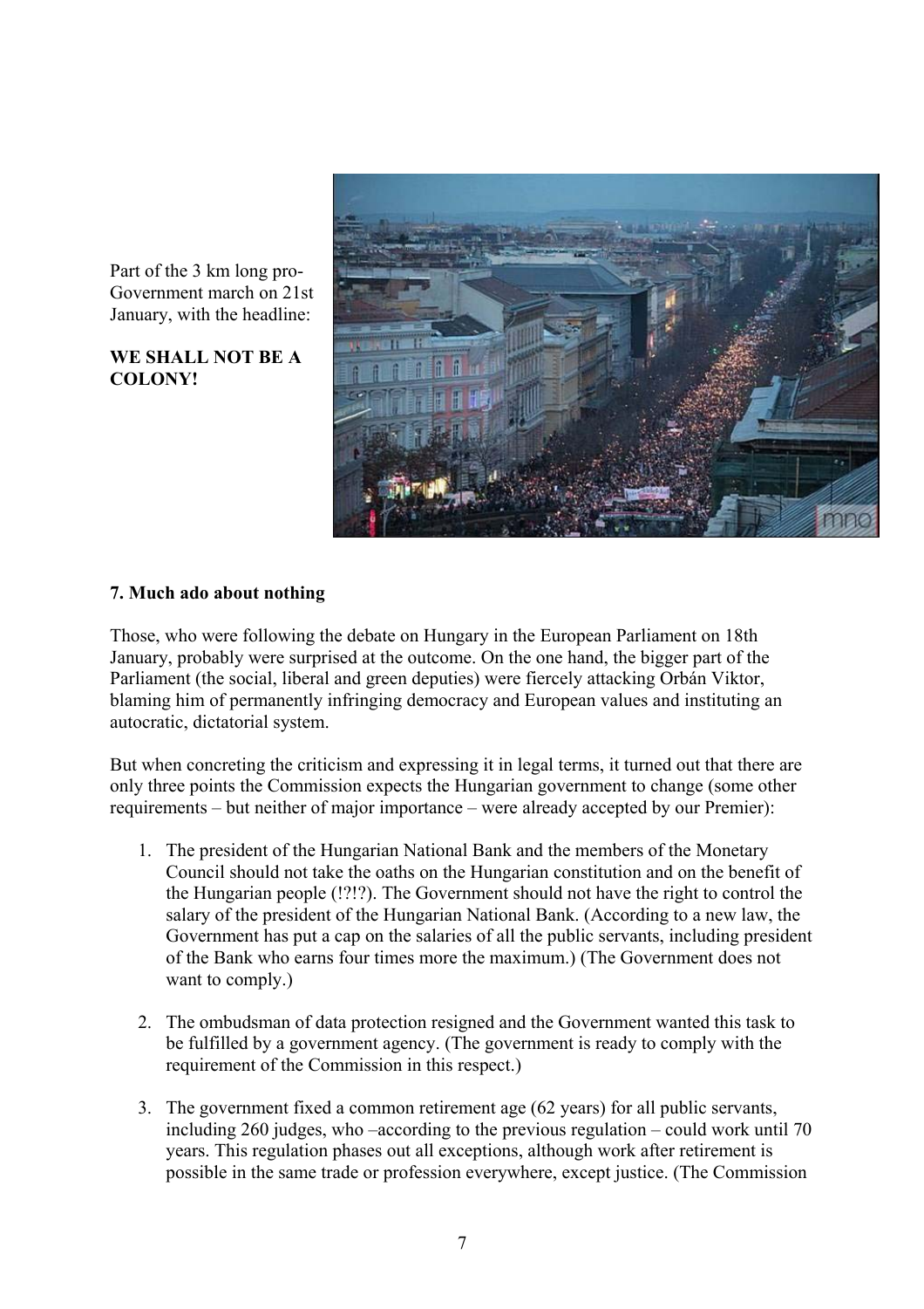Part of the 3 km long pro-Government march on 21st January, with the headline:

**WE SHALL NOT BE A COLONY!**

### 7. Much ado about nothing

Those, who were following the debate on Hungary in the European Parliament on 18th January, probably were surprised at the outcome. On the one hand, the bigger part of the Parliament (the social, liberal and green deputies) were fiercely attacking Orbán Viktor, blaming him of permanently infringing democracy and European values and instituting an autocratic, dictatorial system.

But when concreting the criticism and expressing it in legal terms, it turned out that there are only three points the Commission expects the Hungarian government to change (some other requirements – but neither of major importance – were already accepted by our Premier):

1. The president of the Hungarian National Bank and the members of the Monetary Council should not take the oaths on the Hungarian constitution and on the benefit of the Hungarian people (!?!?). The Government should not have the right to control the salary of the president of the Hungarian National Bank. (According to a new law, the Government has put a cap on the salaries of all the public servants, including president of the Bank who earns four times more the maximum.) (The Government does not want to comply.)

2. The ombudsman of data protection resigned and the Government wanted this task to be fulfilled by a government agency. (The government is ready to comply with the requirement of the Commission in this respect.)

3. The government fixed a common retirement age (62 years) for all public servants, including 260 judges, who –according to the previous regulation – could work until 70 years. This regulation phases out all exceptions, although work after retirement is possible in the same trade or profession everywhere, except justice. (The Commission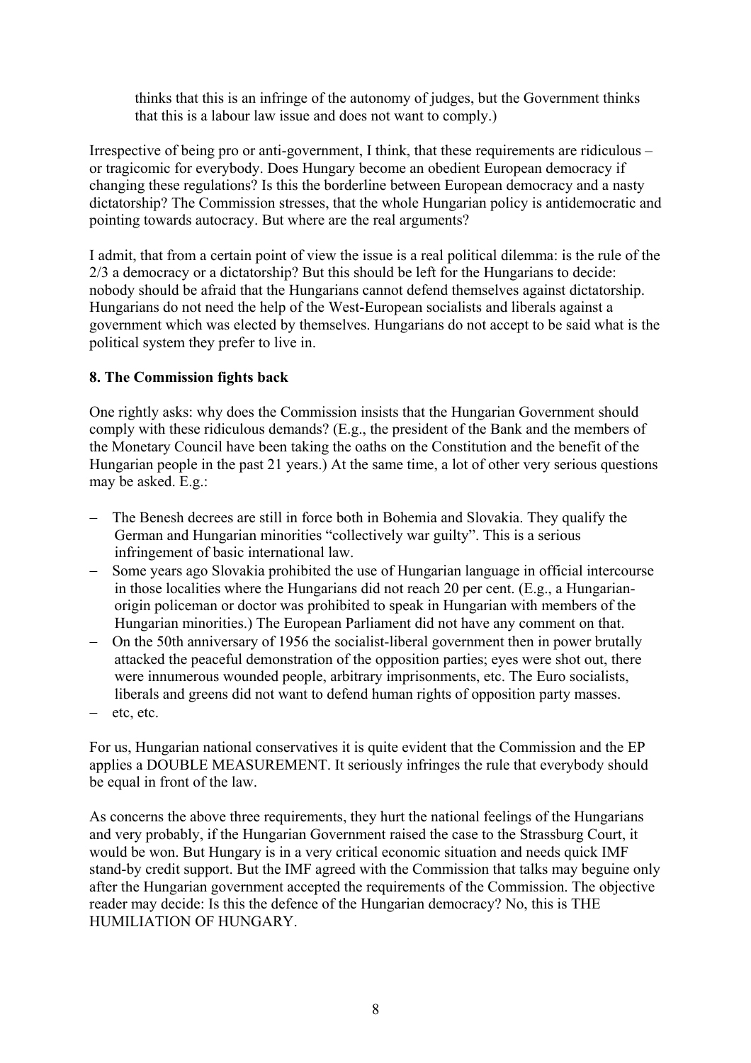thinks that this is an infringe of the autonomy of judges, but the Government thinks that this is a labour law issue and does not want to comply.)

Irrespective of being pro or anti-government, I think, that these requirements are ridiculous – or tragicomic for everybody. Does Hungary become an obedient European democracy if changing these regulations? Is this the borderline between European democracy and a nasty dictatorship? The Commission stresses, that the whole Hungarian policy is antidemocratic and pointing towards autocracy. But where are the real arguments?

I admit, that from a certain point of view the issue is a real political dilemma: is the rule of the 2/3 a democracy or a dictatorship? But this should be left for the Hungarians to decide: nobody should be afraid that the Hungarians cannot defend themselves against dictatorship. Hungarians do not need the help of the West-European socialists and liberals against a government which was elected by themselves. Hungarians do not accept to be said what is the political system they prefer to live in.

**8. The Commission fights back**

One rightly asks: why does the Commission insists that the Hungarian Government should comply with these ridiculous demands? (E.g., the president of the Bank and the members of the Monetary Council have been taking the oaths on the Constitution and the benefit of the Hungarian people in the past 21 years.) At the same time, a lot of other very serious questions may be asked. E.g.:

- The Benesh decrees are still in force both in Bohemia and Slovakia. They qualify the German and Hungarian minorities "collectively war guilty". This is a serious infringement of basic international law.
- Some years ago Slovakia prohibited the use of Hungarian language in official intercourse in those localities where the Hungarians did not reach 20 per cent. (E.g., a Hungarian-origin policeman or doctor was prohibited to speak in Hungarian with members of the Hungarian minorities.) The European Parliament did not have any comment on that.
- On the 50th anniversary of 1956 the socialist-liberal government then in power brutally attacked the peaceful demonstration of the opposition parties; eyes were shot out, there were innumerous wounded people, arbitrary imprisonments, etc. The Euro socialists, liberals and greens did not want to defend human rights of opposition party masses.
- etc, etc.

For us, Hungarian national conservatives it is quite evident that the Commission and the EP applies a DOUBLE MEASUREMENT. It seriously infringes the rule that everybody should be equal in front of the law.

As concerns the above three requirements, they hurt the national feelings of the Hungarians and very probably, if the Hungarian Government raised the case to the Strassburg Court, it would be won. But Hungary is in a very critical economic situation and needs quick IMF stand-by credit support. But the IMF agreed with the Commission that talks may beguine only after the Hungarian government accepted the requirements of the Commission. The objective reader may decide: Is this the defence of the Hungarian democracy? No, this is THE HUMILIATION OF HUNGARY.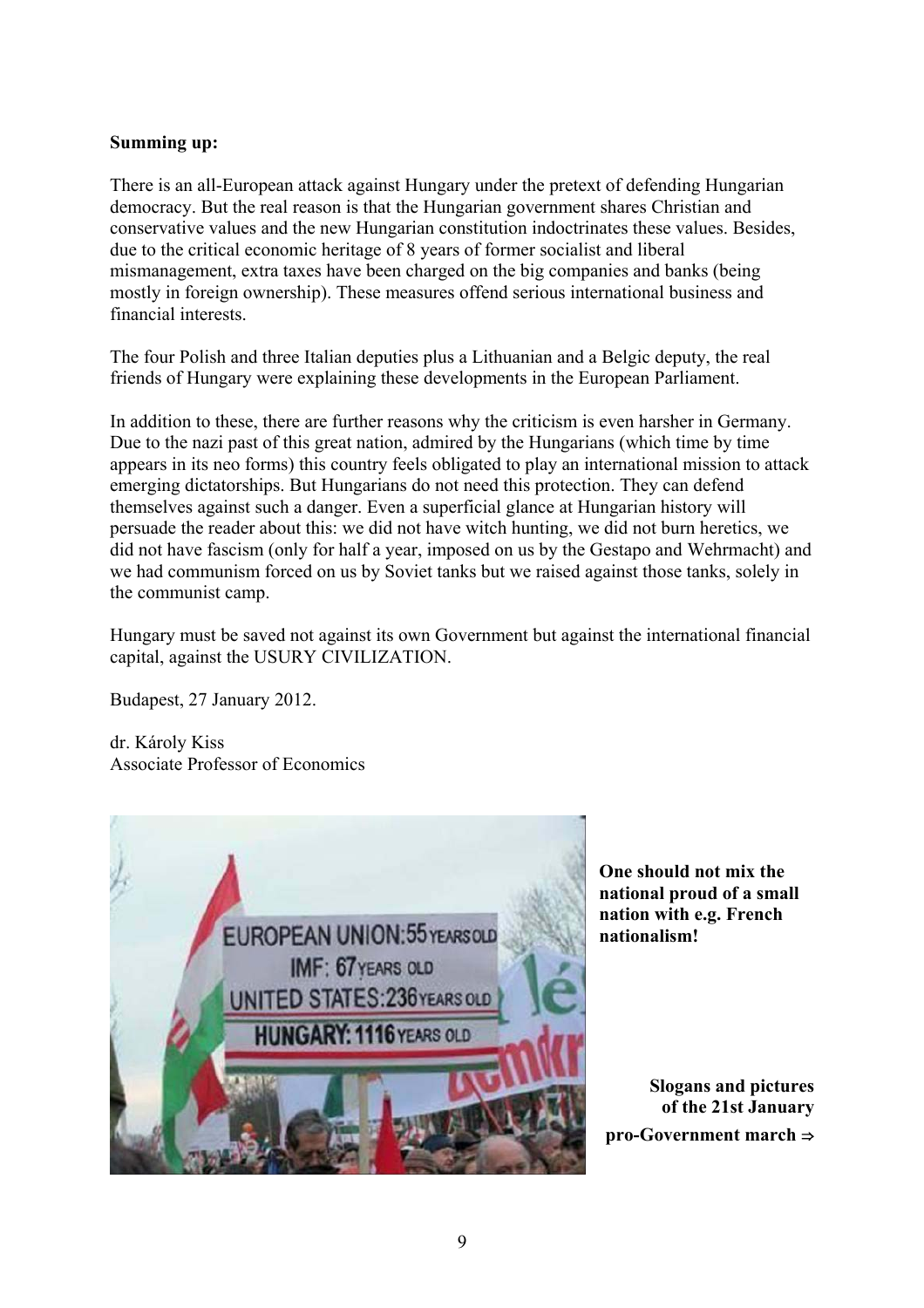**Summing up:**

There is an all-European attack against Hungary under the pretext of defending Hungarian democracy. But the real reason is that the Hungarian government shares Christian and conservative values and the new Hungarian constitution indoctrinates these values. Besides, due to the critical economic heritage of 8 years of former socialist and liberal mismanagement, extra taxes have been charged on the big companies and banks (being mostly in foreign ownership). These measures offend serious international business and financial interests.

The four Polish and three Italian deputies plus a Lithuanian and a Belgic deputy, the real friends of Hungary were explaining these developments in the European Parliament.

In addition to these, there are further reasons why the criticism is even harsher in Germany. Due to the nazi past of this great nation, admired by the Hungarians (which time by time appears in its neo forms) this country feels obligated to play an international mission to attack emerging dictatorships. But Hungarians do not need this protection. They can defend themselves against such a danger. Even a superficial glance at Hungarian history will persuade the reader about this: we did not have witch hunting, we did not burn heretics, we did not have fascism (only for half a year, imposed on us by the Gestapo and Wehrmacht) and we had communism forced on us by Soviet tanks but we raised against those tanks, solely in the communist camp.

Hungary must be saved not against its own Government but against the international financial capital, against the USURY CIVILIZATION.

Budapest, 27 January 2012.

dr. Károly Kiss
Associate Professor of Economics

EUROPEAN UNION: 55 YEARS OLD
IMF: 67 YEARS OLD
UNITED STATES: 236 YEARS OLD
HUNGARY: 1116 YEARS OLD

**One should not mix the national proud of a small nation with e.g. French nationalism!**

**Slogans and pictures of the 21st January pro-Government march ⇒**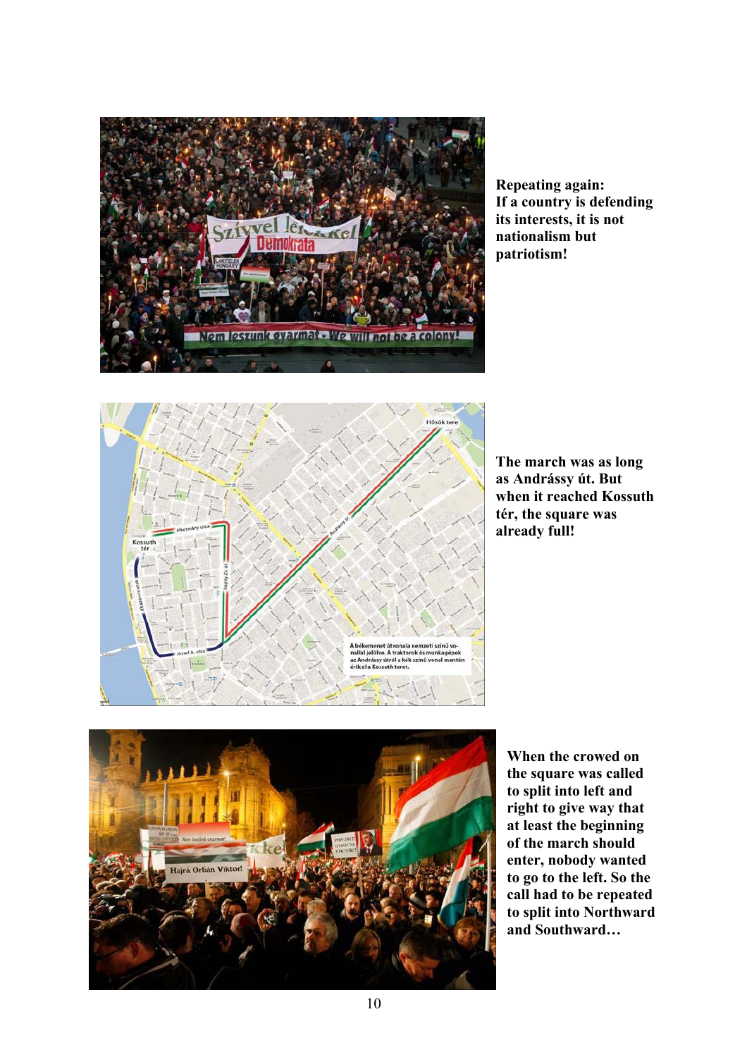**Repeating again: If a country is defending its interests, it is not nationalism but patriotism!**

**The march was as long as Andrássy út. But when it reached Kossuth tér, the square was already full!**

**When the crowed on the square was called to split into left and right to give way that at least the beginning of the march should enter, nobody wanted to go to the left. So the call had to be repeated to split into Northward and Southward…**